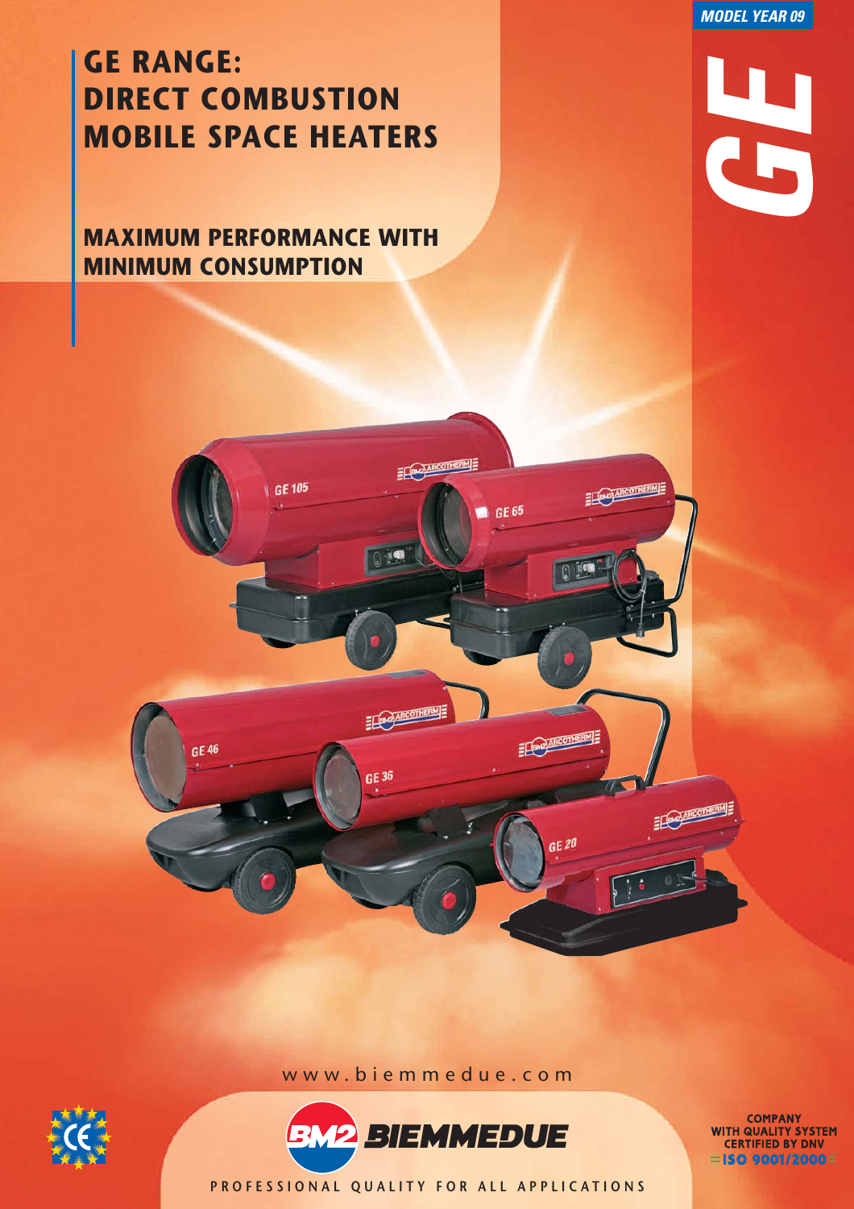MODEL YEAR 09

# GE RANGE: DIRECT COMBUSTION MOBILE SPACE HEATERS

## MAXIMUM PERFORMANCE WITH MINIMUM CONSUMPTION

GE

GE 105

GE 65

GE 46

GE 36

GE 20

www.biemmedue.com

BM2 BIEMMEDUE

PROFESSIONAL QUALITY FOR ALL APPLICATIONS

COMPANY WITH QUALITY SYSTEM CERTIFIED BY DNV
=ISO 9001/2000=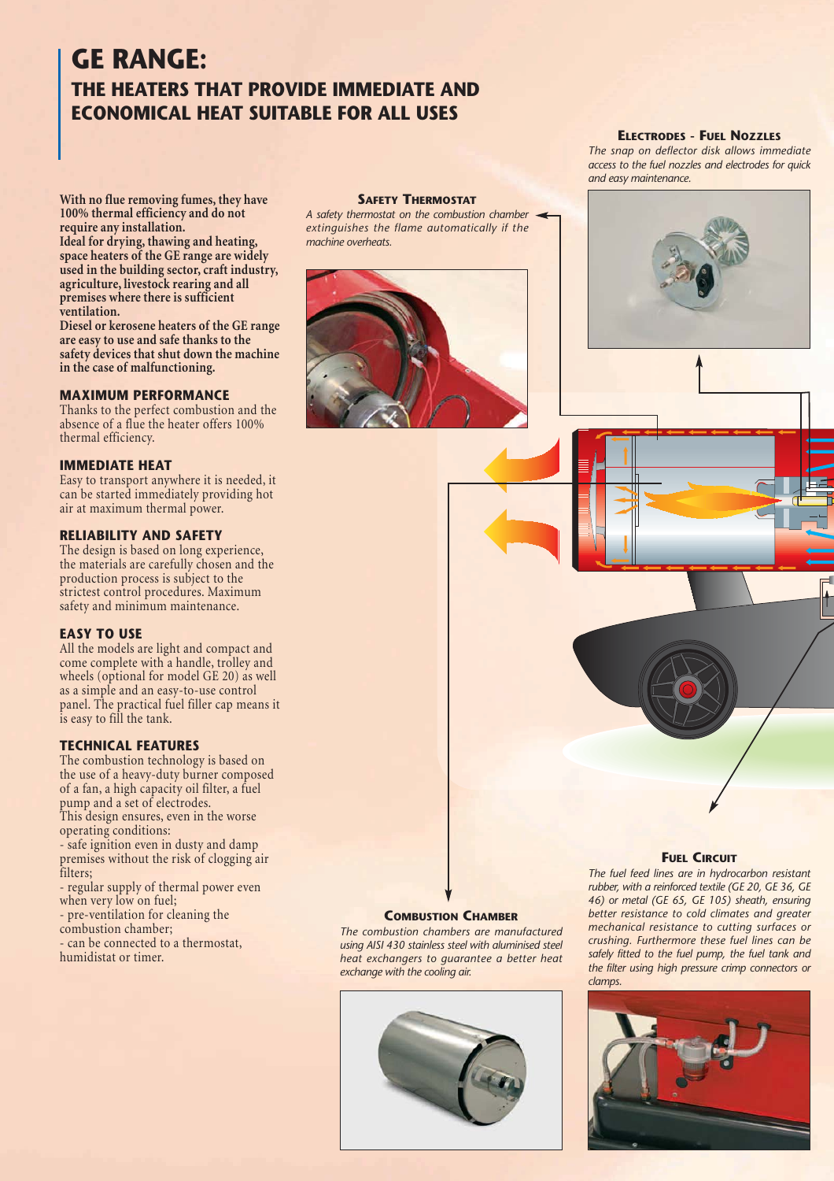# GE RANGE:

## THE HEATERS THAT PROVIDE IMMEDIATE AND ECONOMICAL HEAT SUITABLE FOR ALL USES

**With no flue removing fumes, they have 100% thermal efficiency and do not require any installation.**
**Ideal for drying, thawing and heating, space heaters of the GE range are widely used in the building sector, craft industry, agriculture, livestock rearing and all premises where there is sufficient ventilation.**
**Diesel or kerosene heaters of the GE range are easy to use and safe thanks to the safety devices that shut down the machine in the case of malfunctioning.**

### MAXIMUM PERFORMANCE

Thanks to the perfect combustion and the absence of a flue the heater offers 100% thermal efficiency.

### IMMEDIATE HEAT

Easy to transport anywhere it is needed, it can be started immediately providing hot air at maximum thermal power.

### RELIABILITY AND SAFETY

The design is based on long experience, the materials are carefully chosen and the production process is subject to the strictest control procedures. Maximum safety and minimum maintenance.

### EASY TO USE

All the models are light and compact and come complete with a handle, trolley and wheels (optional for model GE 20) as well as a simple and an easy-to-use control panel. The practical fuel filler cap means it is easy to fill the tank.

### TECHNICAL FEATURES

The combustion technology is based on the use of a heavy-duty burner composed of a fan, a high capacity oil filter, a fuel pump and a set of electrodes.
This design ensures, even in the worse operating conditions:
- safe ignition even in dusty and damp premises without the risk of clogging air filters;
- regular supply of thermal power even when very low on fuel;
- pre-ventilation for cleaning the combustion chamber;
- can be connected to a thermostat, humidistat or timer.

### SAFETY THERMOSTAT

*A safety thermostat on the combustion chamber extinguishes the flame automatically if the machine overheats.*

### ELECTRODES - FUEL NOZZLES

*The snap on deflector disk allows immediate access to the fuel nozzles and electrodes for quick and easy maintenance.*

### COMBUSTION CHAMBER

*The combustion chambers are manufactured using AISI 430 stainless steel with aluminised steel heat exchangers to guarantee a better heat exchange with the cooling air.*

### FUEL CIRCUIT

*The fuel feed lines are in hydrocarbon resistant rubber, with a reinforced textile (GE 20, GE 36, GE 46) or metal (GE 65, GE 105) sheath, ensuring better resistance to cold climates and greater mechanical resistance to cutting surfaces or crushing. Furthermore these fuel lines can be safely fitted to the fuel pump, the fuel tank and the filter using high pressure crimp connectors or clamps.*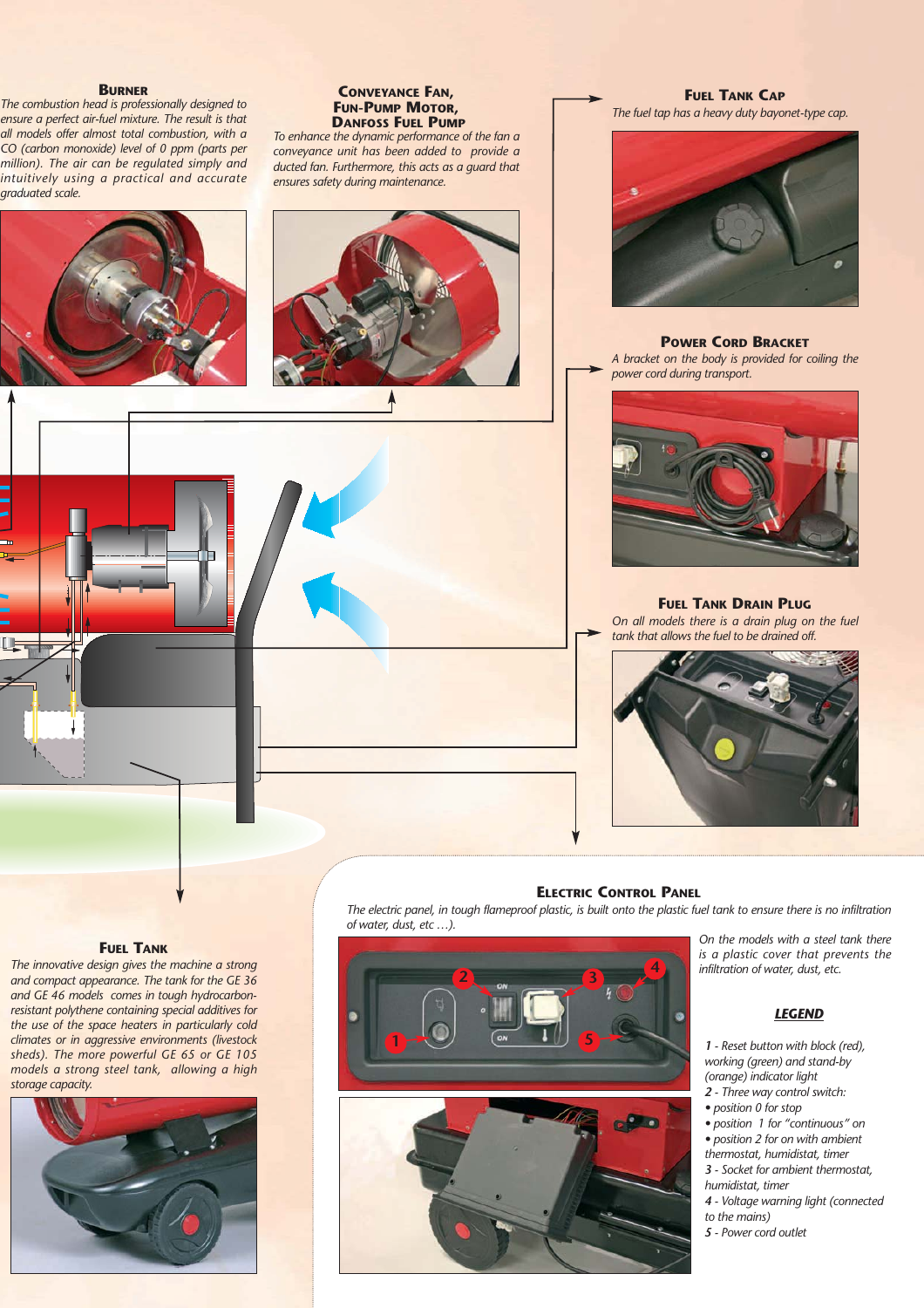### Burner

*The combustion head is professionally designed to ensure a perfect air-fuel mixture. The result is that all models offer almost total combustion, with a CO (carbon monoxide) level of 0 ppm (parts per million). The air can be regulated simply and intuitively using a practical and accurate graduated scale.*

### Conveyance Fan, Fun-Pump Motor, Danfoss Fuel Pump

*To enhance the dynamic performance of the fan a conveyance unit has been added to provide a ducted fan. Furthermore, this acts as a guard that ensures safety during maintenance.*

### Fuel Tank Cap

*The fuel tap has a heavy duty bayonet-type cap.*

### Power Cord Bracket

*A bracket on the body is provided for coiling the power cord during transport.*

### Fuel Tank Drain Plug

*On all models there is a drain plug on the fuel tank that allows the fuel to be drained off.*

### Fuel Tank

*The innovative design gives the machine a strong and compact appearance. The tank for the GE 36 and GE 46 models comes in tough hydrocarbon-resistant polythene containing special additives for the use of the space heaters in particularly cold climates or in aggressive environments (livestock sheds). The more powerful GE 65 or GE 105 models a strong steel tank, allowing a high storage capacity.*

### Electric Control Panel

*The electric panel, in tough flameproof plastic, is built onto the plastic fuel tank to ensure there is no infiltration of water, dust, etc …).*

*On the models with a steel tank there is a plastic cover that prevents the infiltration of water, dust, etc.*

#### LEGEND

*1* - Reset button with block (red), working (green) and stand-by (orange) indicator light

*2* - Three way control switch:
- position 0 for stop
- position 1 for "continuous" on
- position 2 for on with ambient thermostat, humidistat, timer

*3* - Socket for ambient thermostat, humidistat, timer

*4* - Voltage warning light (connected to the mains)

*5* - Power cord outlet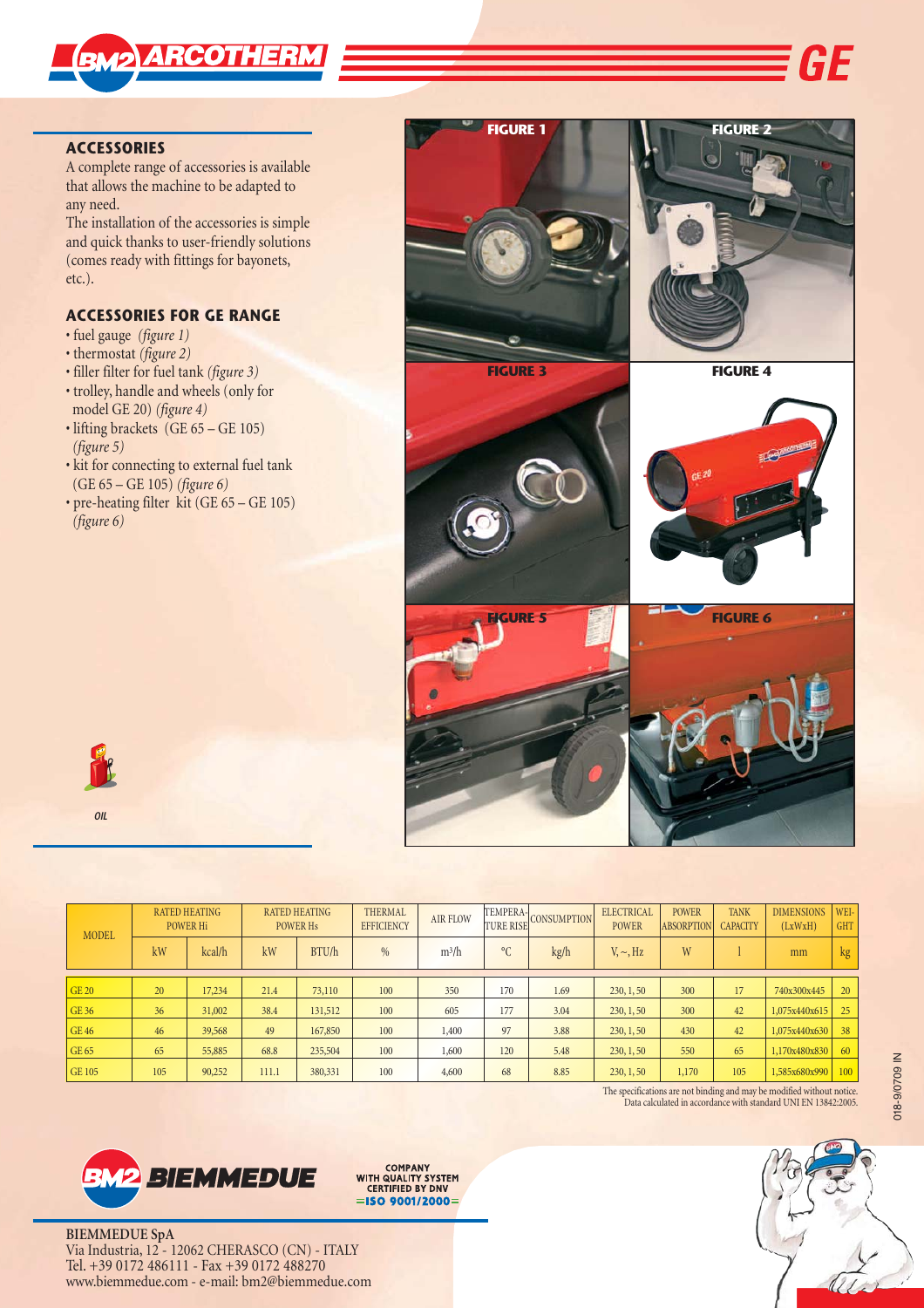## ACCESSORIES

A complete range of accessories is available that allows the machine to be adapted to any need.

The installation of the accessories is simple and quick thanks to user-friendly solutions (comes ready with fittings for bayonets, etc.).

## ACCESSORIES FOR GE RANGE

- fuel gauge *(figure 1)*
- thermostat *(figure 2)*
- filler filter for fuel tank *(figure 3)*
- trolley, handle and wheels (only for model GE 20) *(figure 4)*
- lifting brackets (GE 65 – GE 105) *(figure 5)*
- kit for connecting to external fuel tank (GE 65 – GE 105) *(figure 6)*
- pre-heating filter kit (GE 65 – GE 105) *(figure 6)*

OIL

FIGURE 1

FIGURE 2

FIGURE 3

FIGURE 4

FIGURE 5

FIGURE 6

| MODEL | RATED HEATING POWER Hi | | RATED HEATING POWER Hs | | THERMAL EFFICIENCY | AIR FLOW | TEMPERA-TURE RISE | CONSUMPTION | ELECTRICAL POWER | POWER ABSORPTION | TANK CAPACITY | DIMENSIONS (LxWxH) | WEI-GHT |
|---|---|---|---|---|---|---|---|---|---|---|---|---|---|
| | kW | kcal/h | kW | BTU/h | % | m³/h | °C | kg/h | V, ~, Hz | W | l | mm | kg |
| GE 20 | 20 | 17,234 | 21.4 | 73,110 | 100 | 350 | 170 | 1.69 | 230, 1, 50 | 300 | 17 | 740x300x445 | 20 |
| GE 36 | 36 | 31,002 | 38.4 | 131,512 | 100 | 605 | 177 | 3.04 | 230, 1, 50 | 300 | 42 | 1,075x440x615 | 25 |
| GE 46 | 46 | 39,568 | 49 | 167,850 | 100 | 1,400 | 97 | 3.88 | 230, 1, 50 | 430 | 42 | 1,075x440x630 | 38 |
| GE 65 | 65 | 55,885 | 68.8 | 235,504 | 100 | 1,600 | 120 | 5.48 | 230, 1, 50 | 550 | 65 | 1,170x480x830 | 60 |
| GE 105 | 105 | 90,252 | 111.1 | 380,331 | 100 | 4,600 | 68 | 8.85 | 230, 1, 50 | 1,170 | 105 | 1,585x680x990 | 100 |

The specifications are not binding and may be modified without notice.
Data calculated in accordance with standard UNI EN 13842:2005.

018-9/0709 IN

COMPANY WITH QUALITY SYSTEM CERTIFIED BY DNV
=ISO 9001/2000=

**BIEMMEDUE SpA**
Via Industria, 12 - 12062 CHERASCO (CN) - ITALY
Tel. +39 0172 486111 - Fax +39 0172 488270
www.biemmedue.com - e-mail: bm2@biemmedue.com